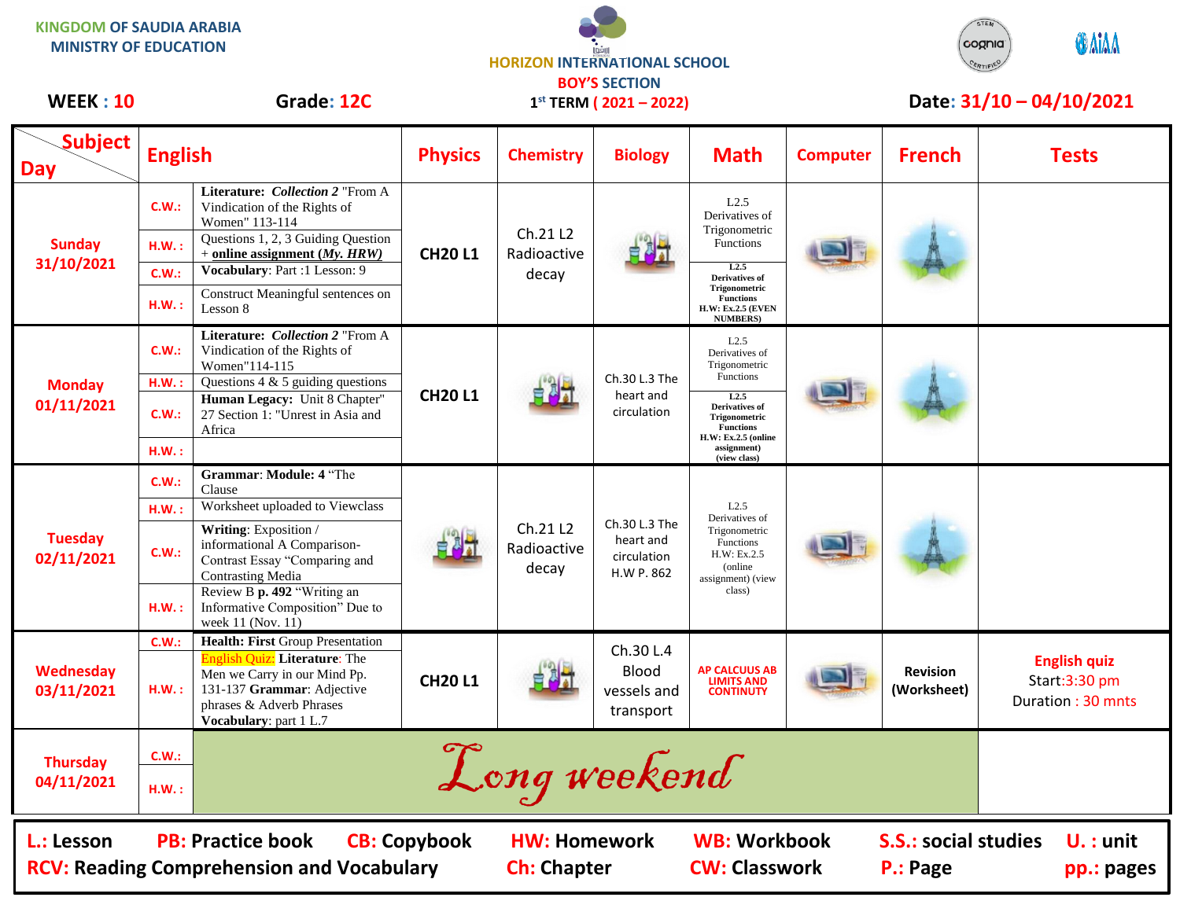KINGDOM OF SAUDIA ARABIA
MINISTRY OF EDUCATION

HORIZON INTERNATIONAL SCHOOL
BOY'S SECTION
1st TERM ( 2021 – 2022)

**WEEK : 10** **Grade: 12C** **Date: 31/10 – 04/10/2021**

| Day | | English | Physics | Chemistry | Biology | Math | Computer | French | Tests |
|---|---|---|---|---|---|---|---|---|---|
| Sunday 31/10/2021 | C.W.: | **Literature:** ***Collection 2*** "From A Vindication of the Rights of Women" 113-114 | CH20 L1 | Ch.21 L2 Radioactive decay | | L2.5 Derivatives of Trigonometric Functions | | | |
| | H.W. : | Questions 1, 2, 3 Guiding Question + **online assignment (*My. HRW*)** | | | | | | | |
| | C.W.: | **Vocabulary**: Part :1 Lesson: 9 | | | | L2.5 Derivatives of Trigonometric Functions | | | |
| | H.W. : | Construct Meaningful sentences on Lesson 8 | | | | H.W: Ex.2.5 (EVEN NUMBERS) | | | |
| Monday 01/11/2021 | C.W.: | **Literature:** ***Collection 2*** "From A Vindication of the Rights of Women"114-115 | CH20 L1 | | Ch.30 L.3 The heart and circulation | L2.5 Derivatives of Trigonometric Functions | | | |
| | H.W. : | Questions 4 & 5 guiding questions | | | | | | | |
| | C.W.: | **Human Legacy:** Unit 8 Chapter" 27 Section 1: "Unrest in Asia and Africa | | | | L2.5 Derivatives of Trigonometric Functions | | | |
| | H.W. : | | | | | H.W: Ex.2.5 (online assignment) (view class) | | | |
| Tuesday 02/11/2021 | C.W.: | **Grammar**: **Module: 4** "The Clause | | Ch.21 L2 Radioactive decay | Ch.30 L.3 The heart and circulation H.W P. 862 | L2.5 Derivatives of Trigonometric Functions H.W: Ex.2.5 (online assignment) (view class) | | | |
| | H.W. : | Worksheet uploaded to Viewclass | | | | | | | |
| | C.W.: | **Writing**: Exposition / informational A Comparison-Contrast Essay "Comparing and Contrasting Media | | | | | | | |
| | H.W. : | Review B **p. 492** "Writing an Informative Composition" Due to week 11 (Nov. 11) | | | | | | | |
| Wednesday 03/11/2021 | C.W.: | **Health: First** Group Presentation | CH20 L1 | | Ch.30 L.4 Blood vessels and transport | AP CALCULUS AB LIMITS AND CONTINUITY | | Revision (Worksheet) | English quiz Start:3:30 pm Duration : 30 mnts |
| | H.W. : | English Quiz: **Literature**: The Men we Carry in our Mind Pp. 131-137 **Grammar**: Adjective phrases & Adverb Phrases **Vocabulary**: part 1 L.7 | | | | | | | |
| Thursday 04/11/2021 | C.W.: | *Long weekend* | | | | | | | |
| | H.W. : | | | | | | | | |

**L.: Lesson** **PB: Practice book** **CB: Copybook** **HW: Homework** **WB: Workbook** **S.S.: social studies** **U. : unit**
**RCV: Reading Comprehension and Vocabulary** **Ch: Chapter** **CW: Classwork** **P.: Page** **pp.: pages**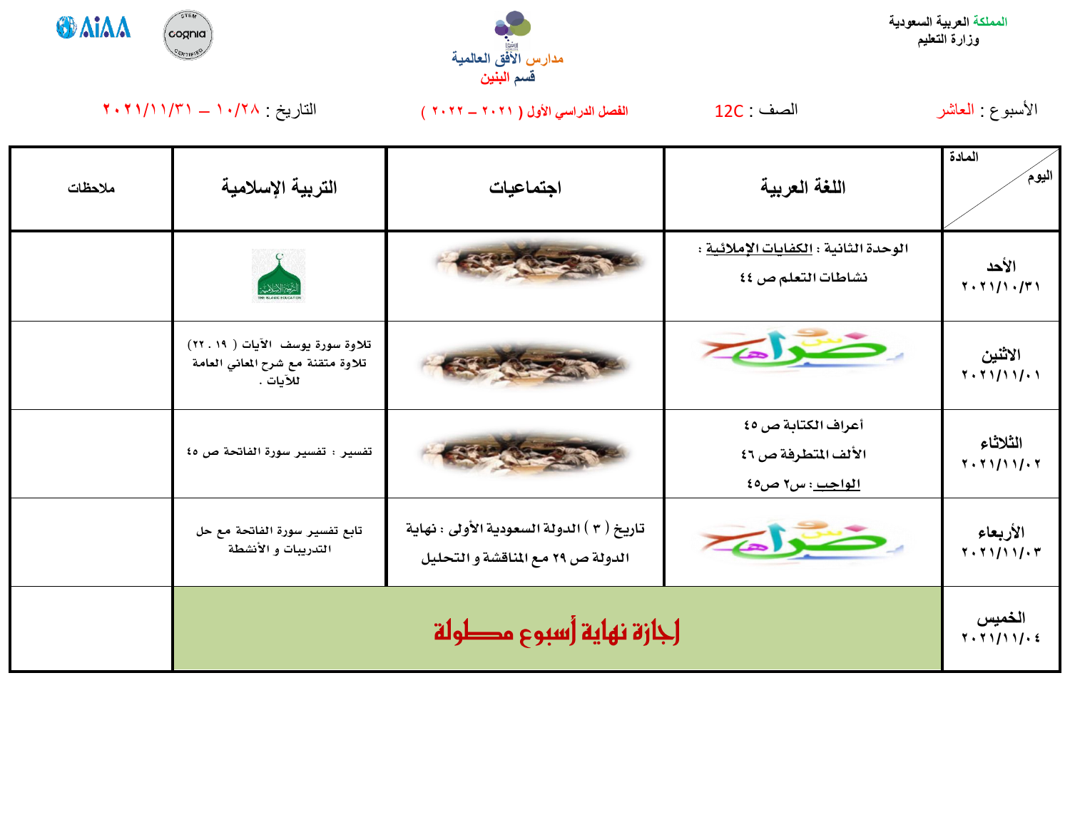المملكة العربية السعودية
وزارة التعليم

مدارس الأفق العالمية
قسم البنين

الأسبوع : العاشر　　　الصف : 12C　　　الفصل الدراسي الأول ( ٢٠٢١ – ٢٠٢٢ )　　　التاريخ : ١٠/٢٨ – ٢٠٢١/١١/٣١

| اليوم / المادة | اللغة العربية | اجتماعيات | التربية الإسلامية | ملاحظات |
|---|---|---|---|---|
| الأحد ٢٠٢١/١٠/٣١ | الوحدة الثانية : الكفايات الإملائية : نشاطات التعلم ص ٤٤ | | | |
| الاثنين ٢٠٢١/١١/٠١ | | | تلاوة سورة يوسف الآيات ( ١٩ . ٢٢ ) تلاوة متقنة مع شرح المعاني العامة للآيات . | |
| الثلاثاء ٢٠٢١/١١/٠٢ | أعراف الكتابة ص ٤٥ الألف المتطرفة ص ٤٦ الواجب : س٢ ص٤٥ | | تفسير : تفسير سورة الفاتحة ص ٤٥ | |
| الأربعاء ٢٠٢١/١١/٠٣ | | تاريخ ( ٣ ) الدولة السعودية الأولى : نهاية الدولة ص ٢٩ مع المناقشة و التحليل | تابع تفسير سورة الفاتحة مع حل التدريبات و الأنشطة | |
| الخميس ٢٠٢١/١١/٠٤ | إجازة نهاية أسبوع مطولة | | | |